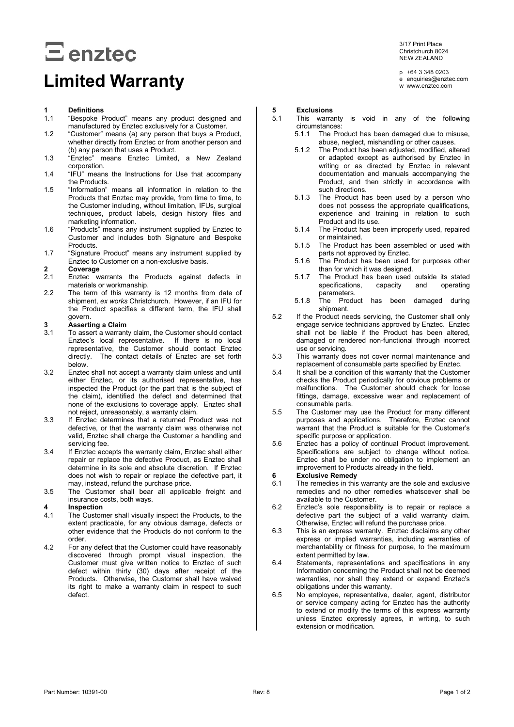enztec

# Limited Warranty

3/17 Print Place
Christchurch 8024
NEW ZEALAND

p +64 3 348 0203
e enquiries@enztec.com
w www.enztec.com

## 1 Definitions

1.1 "Bespoke Product" means any product designed and manufactured by Enztec exclusively for a Customer.

1.2 "Customer" means (a) any person that buys a Product, whether directly from Enztec or from another person and (b) any person that uses a Product.

1.3 "Enztec" means Enztec Limited, a New Zealand corporation.

1.4 "IFU" means the Instructions for Use that accompany the Products.

1.5 "Information" means all information in relation to the Products that Enztec may provide, from time to time, to the Customer including, without limitation, IFUs, surgical techniques, product labels, design history files and marketing information.

1.6 "Products" means any instrument supplied by Enztec to Customer and includes both Signature and Bespoke Products.

1.7 "Signature Product" means any instrument supplied by Enztec to Customer on a non-exclusive basis.

## 2 Coverage

2.1 Enztec warrants the Products against defects in materials or workmanship.

2.2 The term of this warranty is 12 months from date of shipment, *ex works* Christchurch. However, if an IFU for the Product specifies a different term, the IFU shall govern.

## 3 Asserting a Claim

3.1 To assert a warranty claim, the Customer should contact Enztec's local representative. If there is no local representative, the Customer should contact Enztec directly. The contact details of Enztec are set forth below.

3.2 Enztec shall not accept a warranty claim unless and until either Enztec, or its authorised representative, has inspected the Product (or the part that is the subject of the claim), identified the defect and determined that none of the exclusions to coverage apply. Enztec shall not reject, unreasonably, a warranty claim.

3.3 If Enztec determines that a returned Product was not defective, or that the warranty claim was otherwise not valid, Enztec shall charge the Customer a handling and servicing fee.

3.4 If Enztec accepts the warranty claim, Enztec shall either repair or replace the defective Product, as Enztec shall determine in its sole and absolute discretion. If Enztec does not wish to repair or replace the defective part, it may, instead, refund the purchase price.

3.5 The Customer shall bear all applicable freight and insurance costs, both ways.

## 4 Inspection

4.1 The Customer shall visually inspect the Products, to the extent practicable, for any obvious damage, defects or other evidence that the Products do not conform to the order.

4.2 For any defect that the Customer could have reasonably discovered through prompt visual inspection, the Customer must give written notice to Enztec of such defect within thirty (30) days after receipt of the Products. Otherwise, the Customer shall have waived its right to make a warranty claim in respect to such defect.

## 5 Exclusions

5.1 This warranty is void in any of the following circumstances:

- 5.1.1 The Product has been damaged due to misuse, abuse, neglect, mishandling or other causes.
- 5.1.2 The Product has been adjusted, modified, altered or adapted except as authorised by Enztec in writing or as directed by Enztec in relevant documentation and manuals accompanying the Product, and then strictly in accordance with such directions.
- 5.1.3 The Product has been used by a person who does not possess the appropriate qualifications, experience and training in relation to such Product and its use.
- 5.1.4 The Product has been improperly used, repaired or maintained.
- 5.1.5 The Product has been assembled or used with parts not approved by Enztec.
- 5.1.6 The Product has been used for purposes other than for which it was designed.
- 5.1.7 The Product has been used outside its stated specifications, capacity and operating parameters.
- 5.1.8 The Product has been damaged during shipment.

5.2 If the Product needs servicing, the Customer shall only engage service technicians approved by Enztec. Enztec shall not be liable if the Product has been altered, damaged or rendered non-functional through incorrect use or servicing.

5.3 This warranty does not cover normal maintenance and replacement of consumable parts specified by Enztec.

5.4 It shall be a condition of this warranty that the Customer checks the Product periodically for obvious problems or malfunctions. The Customer should check for loose fittings, damage, excessive wear and replacement of consumable parts.

5.5 The Customer may use the Product for many different purposes and applications. Therefore, Enztec cannot warrant that the Product is suitable for the Customer's specific purpose or application.

5.6 Enztec has a policy of continual Product improvement. Specifications are subject to change without notice. Enztec shall be under no obligation to implement an improvement to Products already in the field.

## 6 Exclusive Remedy

6.1 The remedies in this warranty are the sole and exclusive remedies and no other remedies whatsoever shall be available to the Customer.

6.2 Enztec's sole responsibility is to repair or replace a defective part the subject of a valid warranty claim. Otherwise, Enztec will refund the purchase price.

6.3 This is an express warranty. Enztec disclaims any other express or implied warranties, including warranties of merchantability or fitness for purpose, to the maximum extent permitted by law.

6.4 Statements, representations and specifications in any Information concerning the Product shall not be deemed warranties, nor shall they extend or expand Enztec's obligations under this warranty.

6.5 No employee, representative, dealer, agent, distributor or service company acting for Enztec has the authority to extend or modify the terms of this express warranty unless Enztec expressly agrees, in writing, to such extension or modification.

Part Number: 10391-00 Rev: 8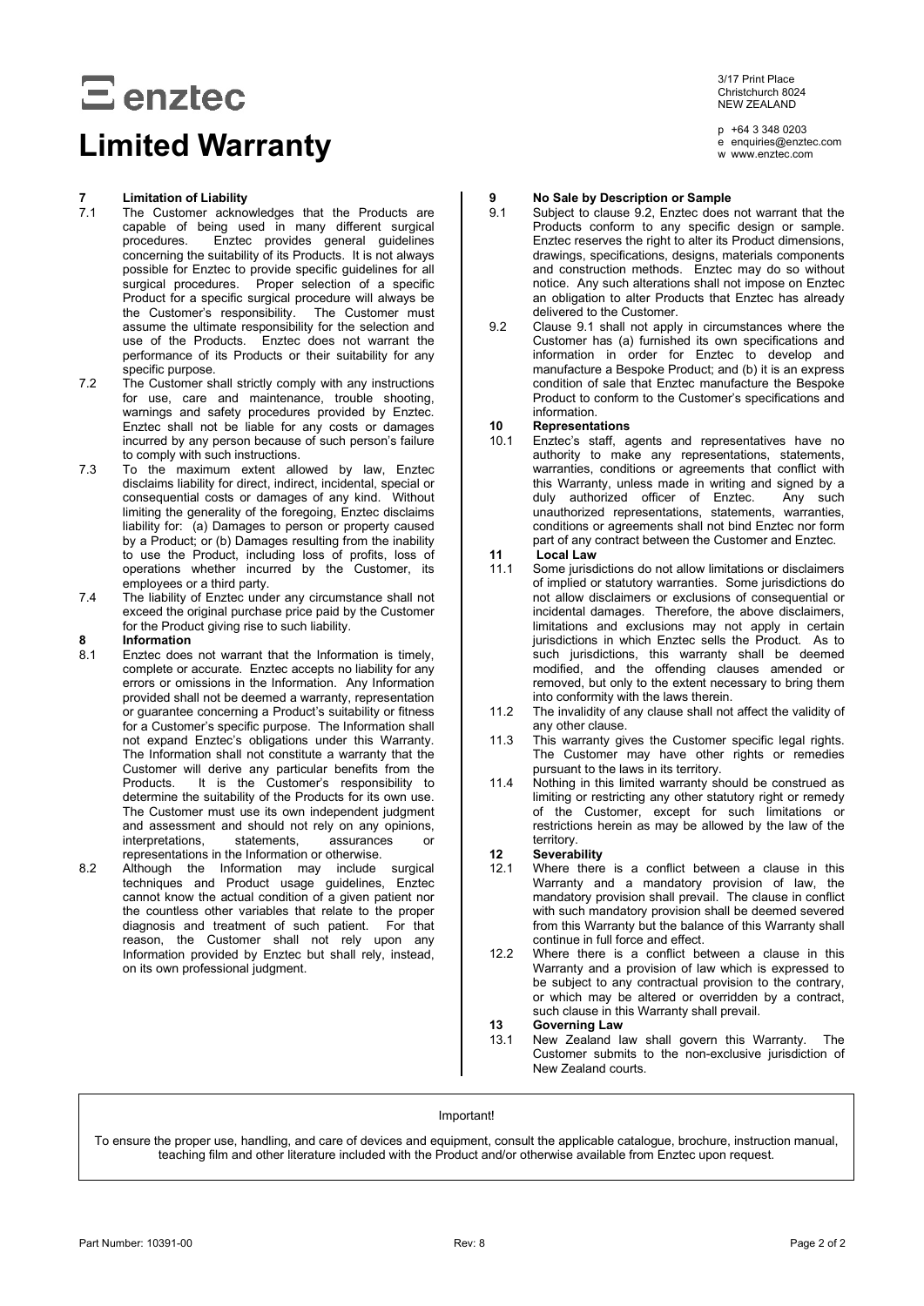# enztec

# Limited Warranty

3/17 Print Place
Christchurch 8024
NEW ZEALAND

p +64 3 348 0203
e enquiries@enztec.com
w www.enztec.com

**7 Limitation of Liability**

7.1 The Customer acknowledges that the Products are capable of being used in many different surgical procedures. Enztec provides general guidelines concerning the suitability of its Products. It is not always possible for Enztec to provide specific guidelines for all surgical procedures. Proper selection of a specific Product for a specific surgical procedure will always be the Customer's responsibility. The Customer must assume the ultimate responsibility for the selection and use of the Products. Enztec does not warrant the performance of its Products or their suitability for any specific purpose.

7.2 The Customer shall strictly comply with any instructions for use, care and maintenance, trouble shooting, warnings and safety procedures provided by Enztec. Enztec shall not be liable for any costs or damages incurred by any person because of such person's failure to comply with such instructions.

7.3 To the maximum extent allowed by law, Enztec disclaims liability for direct, indirect, incidental, special or consequential costs or damages of any kind. Without limiting the generality of the foregoing, Enztec disclaims liability for: (a) Damages to person or property caused by a Product; or (b) Damages resulting from the inability to use the Product, including loss of profits, loss of operations whether incurred by the Customer, its employees or a third party.

7.4 The liability of Enztec under any circumstance shall not exceed the original purchase price paid by the Customer for the Product giving rise to such liability.

**8 Information**

8.1 Enztec does not warrant that the Information is timely, complete or accurate. Enztec accepts no liability for any errors or omissions in the Information. Any Information provided shall not be deemed a warranty, representation or guarantee concerning a Product's suitability or fitness for a Customer's specific purpose. The Information shall not expand Enztec's obligations under this Warranty. The Information shall not constitute a warranty that the Customer will derive any particular benefits from the Products. It is the Customer's responsibility to determine the suitability of the Products for its own use. The Customer must use its own independent judgment and assessment and should not rely on any opinions, interpretations, statements, assurances or representations in the Information or otherwise.

8.2 Although the Information may include surgical techniques and Product usage guidelines, Enztec cannot know the actual condition of a given patient nor the countless other variables that relate to the proper diagnosis and treatment of such patient. For that reason, the Customer shall not rely upon any Information provided by Enztec but shall rely, instead, on its own professional judgment.

**9 No Sale by Description or Sample**

9.1 Subject to clause 9.2, Enztec does not warrant that the Products conform to any specific design or sample. Enztec reserves the right to alter its Product dimensions, drawings, specifications, designs, materials components and construction methods. Enztec may do so without notice. Any such alterations shall not impose on Enztec an obligation to alter Products that Enztec has already delivered to the Customer.

9.2 Clause 9.1 shall not apply in circumstances where the Customer has (a) furnished its own specifications and information in order for Enztec to develop and manufacture a Bespoke Product; and (b) it is an express condition of sale that Enztec manufacture the Bespoke Product to conform to the Customer's specifications and information.

**10 Representations**

10.1 Enztec's staff, agents and representatives have no authority to make any representations, statements, warranties, conditions or agreements that conflict with this Warranty, unless made in writing and signed by a duly authorized officer of Enztec. Any such unauthorized representations, statements, warranties, conditions or agreements shall not bind Enztec nor form part of any contract between the Customer and Enztec.

**11 Local Law**

11.1 Some jurisdictions do not allow limitations or disclaimers of implied or statutory warranties. Some jurisdictions do not allow disclaimers or exclusions of consequential or incidental damages. Therefore, the above disclaimers, limitations and exclusions may not apply in certain jurisdictions in which Enztec sells the Product. As to such jurisdictions, this warranty shall be deemed modified, and the offending clauses amended or removed, but only to the extent necessary to bring them into conformity with the laws therein.

11.2 The invalidity of any clause shall not affect the validity of any other clause.

11.3 This warranty gives the Customer specific legal rights. The Customer may have other rights or remedies pursuant to the laws in its territory.

11.4 Nothing in this limited warranty should be construed as limiting or restricting any other statutory right or remedy of the Customer, except for such limitations or restrictions herein as may be allowed by the law of the territory.

**12 Severability**

12.1 Where there is a conflict between a clause in this Warranty and a mandatory provision of law, the mandatory provision shall prevail. The clause in conflict with such mandatory provision shall be deemed severed from this Warranty but the balance of this Warranty shall continue in full force and effect.

12.2 Where there is a conflict between a clause in this Warranty and a provision of law which is expressed to be subject to any contractual provision to the contrary, or which may be altered or overridden by a contract, such clause in this Warranty shall prevail.

**13 Governing Law**

13.1 New Zealand law shall govern this Warranty. The Customer submits to the non-exclusive jurisdiction of New Zealand courts.

Important!

To ensure the proper use, handling, and care of devices and equipment, consult the applicable catalogue, brochure, instruction manual, teaching film and other literature included with the Product and/or otherwise available from Enztec upon request.

Part Number: 10391-00 Rev: 8